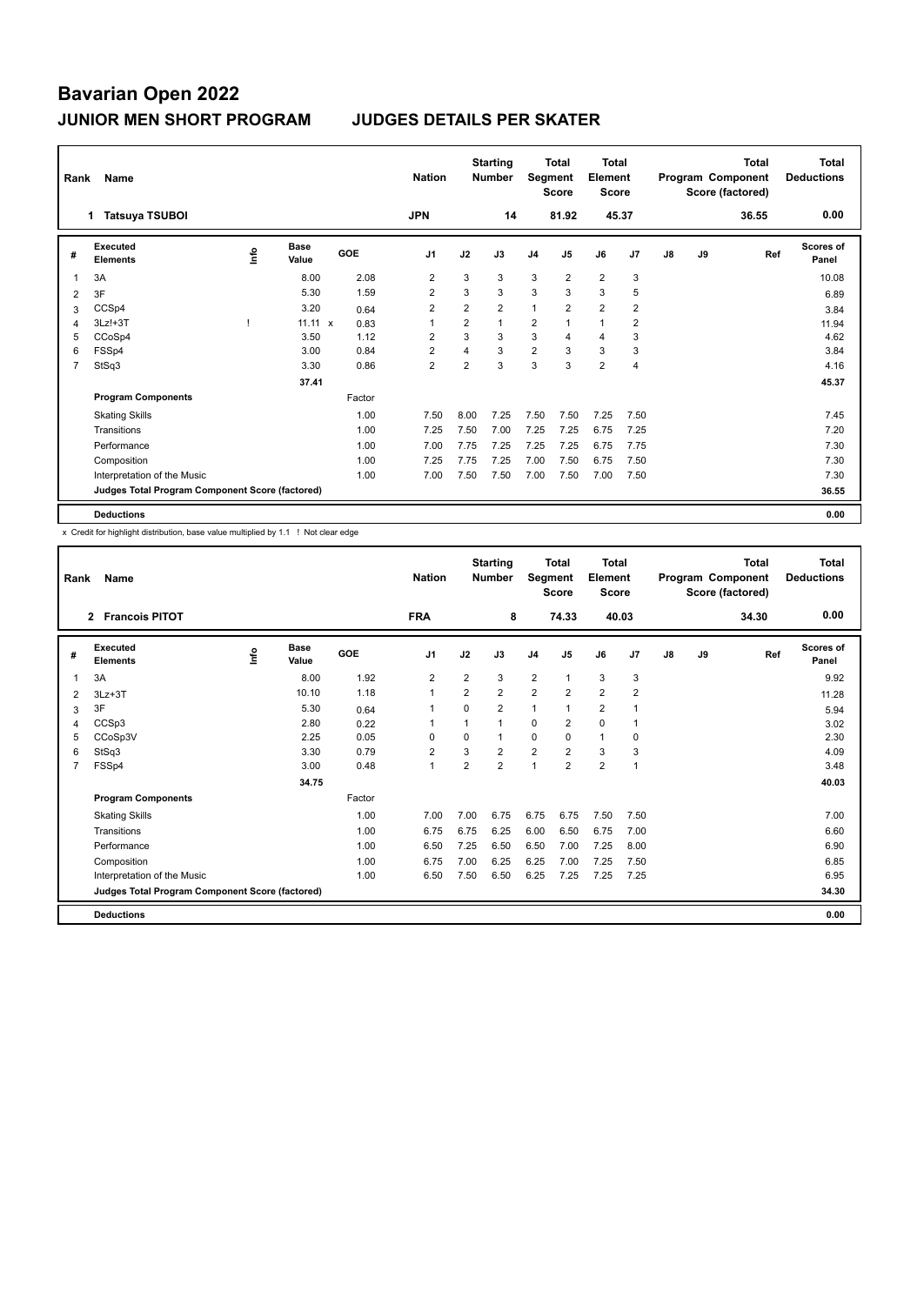# Bavarian Open 2022

## JUNIOR MEN SHORT PROGRAM　　JUDGES DETAILS PER SKATER

| Rank | Name | Nation | Starting Number | Total Segment Score | Total Element Score | Total Program Component Score (factored) | Total Deductions |
|---|---|---|---|---|---|---|---|
| 1 | Tatsuya TSUBOI | JPN | 14 | 81.92 | 45.37 | 36.55 | 0.00 |

| # | Executed Elements | Info | Base Value | GOE | J1 | J2 | J3 | J4 | J5 | J6 | J7 | J8 | J9 | Ref | Scores of Panel |
|---|---|---|---|---|---|---|---|---|---|---|---|---|---|---|---|
| 1 | 3A | | 8.00 | 2.08 | 2 | 3 | 3 | 3 | 2 | 2 | 3 | | | | 10.08 |
| 2 | 3F | | 5.30 | 1.59 | 2 | 3 | 3 | 3 | 3 | 3 | 5 | | | | 6.89 |
| 3 | CCSp4 | | 3.20 | 0.64 | 2 | 2 | 2 | 1 | 2 | 2 | 2 | | | | 3.84 |
| 4 | 3Lz!+3T | ! | 11.11 x | 0.83 | 1 | 2 | 1 | 2 | 1 | 1 | 2 | | | | 11.94 |
| 5 | CCoSp4 | | 3.50 | 1.12 | 2 | 3 | 3 | 3 | 4 | 4 | 3 | | | | 4.62 |
| 6 | FSSp4 | | 3.00 | 0.84 | 2 | 4 | 3 | 2 | 3 | 3 | 3 | | | | 3.84 |
| 7 | StSq3 | | 3.30 | 0.86 | 2 | 2 | 3 | 3 | 3 | 2 | 4 | | | | 4.16 |
| | | | 37.41 | | | | | | | | | | | | 45.37 |
| | **Program Components** | | | Factor | | | | | | | | | | | |
| | Skating Skills | | | 1.00 | 7.50 | 8.00 | 7.25 | 7.50 | 7.50 | 7.25 | 7.50 | | | | 7.45 |
| | Transitions | | | 1.00 | 7.25 | 7.50 | 7.00 | 7.25 | 7.25 | 6.75 | 7.25 | | | | 7.20 |
| | Performance | | | 1.00 | 7.00 | 7.75 | 7.25 | 7.25 | 7.25 | 6.75 | 7.75 | | | | 7.30 |
| | Composition | | | 1.00 | 7.25 | 7.75 | 7.25 | 7.00 | 7.50 | 6.75 | 7.50 | | | | 7.30 |
| | Interpretation of the Music | | | 1.00 | 7.00 | 7.50 | 7.50 | 7.00 | 7.50 | 7.00 | 7.50 | | | | 7.30 |
| | **Judges Total Program Component Score (factored)** | | | | | | | | | | | | | | 36.55 |
| | **Deductions** | | | | | | | | | | | | | | 0.00 |

x Credit for highlight distribution, base value multiplied by 1.1　! Not clear edge

| Rank | Name | Nation | Starting Number | Total Segment Score | Total Element Score | Total Program Component Score (factored) | Total Deductions |
|---|---|---|---|---|---|---|---|
| 2 | Francois PITOT | FRA | 8 | 74.33 | 40.03 | 34.30 | 0.00 |

| # | Executed Elements | Info | Base Value | GOE | J1 | J2 | J3 | J4 | J5 | J6 | J7 | J8 | J9 | Ref | Scores of Panel |
|---|---|---|---|---|---|---|---|---|---|---|---|---|---|---|---|
| 1 | 3A | | 8.00 | 1.92 | 2 | 2 | 3 | 2 | 1 | 3 | 3 | | | | 9.92 |
| 2 | 3Lz+3T | | 10.10 | 1.18 | 1 | 2 | 2 | 2 | 2 | 2 | 2 | | | | 11.28 |
| 3 | 3F | | 5.30 | 0.64 | 1 | 0 | 2 | 1 | 1 | 2 | 1 | | | | 5.94 |
| 4 | CCSp3 | | 2.80 | 0.22 | 1 | 1 | 1 | 0 | 2 | 0 | 1 | | | | 3.02 |
| 5 | CCoSp3V | | 2.25 | 0.05 | 0 | 0 | 1 | 0 | 0 | 1 | 0 | | | | 2.30 |
| 6 | StSq3 | | 3.30 | 0.79 | 2 | 3 | 2 | 2 | 2 | 3 | 3 | | | | 4.09 |
| 7 | FSSp4 | | 3.00 | 0.48 | 1 | 2 | 2 | 1 | 2 | 2 | 1 | | | | 3.48 |
| | | | 34.75 | | | | | | | | | | | | 40.03 |
| | **Program Components** | | | Factor | | | | | | | | | | | |
| | Skating Skills | | | 1.00 | 7.00 | 7.00 | 6.75 | 6.75 | 6.75 | 7.50 | 7.50 | | | | 7.00 |
| | Transitions | | | 1.00 | 6.75 | 6.75 | 6.25 | 6.00 | 6.50 | 6.75 | 7.00 | | | | 6.60 |
| | Performance | | | 1.00 | 6.50 | 7.25 | 6.50 | 6.50 | 7.00 | 7.25 | 8.00 | | | | 6.90 |
| | Composition | | | 1.00 | 6.75 | 7.00 | 6.25 | 6.25 | 7.00 | 7.25 | 7.50 | | | | 6.85 |
| | Interpretation of the Music | | | 1.00 | 6.50 | 7.50 | 6.50 | 6.25 | 7.25 | 7.25 | 7.25 | | | | 6.95 |
| | **Judges Total Program Component Score (factored)** | | | | | | | | | | | | | | 34.30 |
| | **Deductions** | | | | | | | | | | | | | | 0.00 |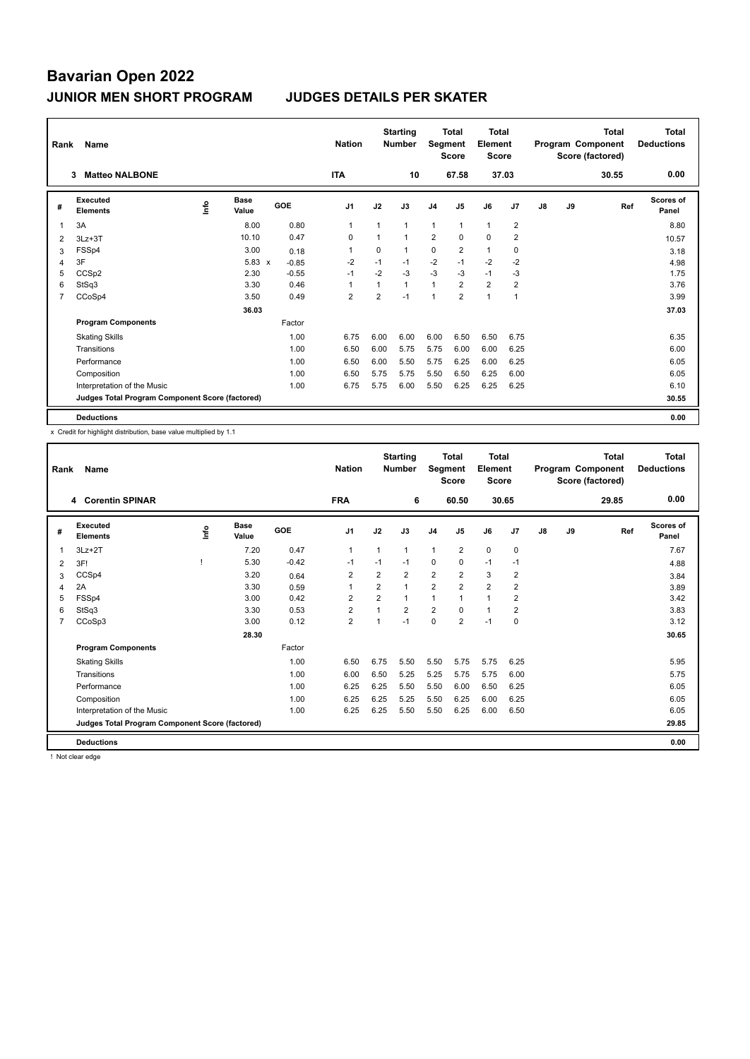# Bavarian Open 2022

## JUNIOR MEN SHORT PROGRAM — JUDGES DETAILS PER SKATER

| Rank | Name | Nation | Starting Number | Total Segment Score | Total Element Score | Total Program Component Score (factored) | Total Deductions |
|---|---|---|---|---|---|---|---|
| 3 | Matteo NALBONE | ITA | 10 | 67.58 | 37.03 | 30.55 | 0.00 |

| # | Executed Elements | Info | Base Value | | GOE | J1 | J2 | J3 | J4 | J5 | J6 | J7 | J8 | J9 | Ref | Scores of Panel |
|---|---|---|---|---|---|---|---|---|---|---|---|---|---|---|---|---|
| 1 | 3A | | 8.00 | | 0.80 | 1 | 1 | 1 | 1 | 1 | 1 | 2 | | | | 8.80 |
| 2 | 3Lz+3T | | 10.10 | | 0.47 | 0 | 1 | 1 | 2 | 0 | 0 | 2 | | | | 10.57 |
| 3 | FSSp4 | | 3.00 | | 0.18 | 1 | 0 | 1 | 0 | 2 | 1 | 0 | | | | 3.18 |
| 4 | 3F | | 5.83 | x | -0.85 | -2 | -1 | -1 | -2 | -1 | -2 | -2 | | | | 4.98 |
| 5 | CCSp2 | | 2.30 | | -0.55 | -1 | -2 | -3 | -3 | -3 | -1 | -3 | | | | 1.75 |
| 6 | StSq3 | | 3.30 | | 0.46 | 1 | 1 | 1 | 1 | 2 | 2 | 2 | | | | 3.76 |
| 7 | CCoSp4 | | 3.50 | | 0.49 | 2 | 2 | -1 | 1 | 2 | 1 | 1 | | | | 3.99 |
| | | | 36.03 | | | | | | | | | | | | | 37.03 |
| | **Program Components** | | | | Factor | | | | | | | | | | | |
| | Skating Skills | | | | 1.00 | 6.75 | 6.00 | 6.00 | 6.00 | 6.50 | 6.50 | 6.75 | | | | 6.35 |
| | Transitions | | | | 1.00 | 6.50 | 6.00 | 5.75 | 5.75 | 6.00 | 6.00 | 6.25 | | | | 6.00 |
| | Performance | | | | 1.00 | 6.50 | 6.00 | 5.50 | 5.75 | 6.25 | 6.00 | 6.25 | | | | 6.05 |
| | Composition | | | | 1.00 | 6.50 | 5.75 | 5.75 | 5.50 | 6.50 | 6.25 | 6.00 | | | | 6.05 |
| | Interpretation of the Music | | | | 1.00 | 6.75 | 5.75 | 6.00 | 5.50 | 6.25 | 6.25 | 6.25 | | | | 6.10 |
| | **Judges Total Program Component Score (factored)** | | | | | | | | | | | | | | | 30.55 |
| | **Deductions** | | | | | | | | | | | | | | | 0.00 |

x Credit for highlight distribution, base value multiplied by 1.1

| Rank | Name | Nation | Starting Number | Total Segment Score | Total Element Score | Total Program Component Score (factored) | Total Deductions |
|---|---|---|---|---|---|---|---|
| 4 | Corentin SPINAR | FRA | 6 | 60.50 | 30.65 | 29.85 | 0.00 |

| # | Executed Elements | Info | Base Value | GOE | J1 | J2 | J3 | J4 | J5 | J6 | J7 | J8 | J9 | Ref | Scores of Panel |
|---|---|---|---|---|---|---|---|---|---|---|---|---|---|---|---|
| 1 | 3Lz+2T | | 7.20 | 0.47 | 1 | 1 | 1 | 1 | 2 | 0 | 0 | | | | 7.67 |
| 2 | 3F! | ! | 5.30 | -0.42 | -1 | -1 | -1 | 0 | 0 | -1 | -1 | | | | 4.88 |
| 3 | CCSp4 | | 3.20 | 0.64 | 2 | 2 | 2 | 2 | 2 | 3 | 2 | | | | 3.84 |
| 4 | 2A | | 3.30 | 0.59 | 1 | 2 | 1 | 2 | 2 | 2 | 2 | | | | 3.89 |
| 5 | FSSp4 | | 3.00 | 0.42 | 2 | 2 | 1 | 1 | 1 | 1 | 2 | | | | 3.42 |
| 6 | StSq3 | | 3.30 | 0.53 | 2 | 1 | 2 | 2 | 0 | 1 | 2 | | | | 3.83 |
| 7 | CCoSp3 | | 3.00 | 0.12 | 2 | 1 | -1 | 0 | 2 | -1 | 0 | | | | 3.12 |
| | | | 28.30 | | | | | | | | | | | | 30.65 |
| | **Program Components** | | | Factor | | | | | | | | | | | |
| | Skating Skills | | | 1.00 | 6.50 | 6.75 | 5.50 | 5.50 | 5.75 | 5.75 | 6.25 | | | | 5.95 |
| | Transitions | | | 1.00 | 6.00 | 6.50 | 5.25 | 5.25 | 5.75 | 5.75 | 6.00 | | | | 5.75 |
| | Performance | | | 1.00 | 6.25 | 6.25 | 5.50 | 5.50 | 6.00 | 6.50 | 6.25 | | | | 6.05 |
| | Composition | | | 1.00 | 6.25 | 6.25 | 5.25 | 5.50 | 6.25 | 6.00 | 6.25 | | | | 6.05 |
| | Interpretation of the Music | | | 1.00 | 6.25 | 6.25 | 5.50 | 5.50 | 6.25 | 6.00 | 6.50 | | | | 6.05 |
| | **Judges Total Program Component Score (factored)** | | | | | | | | | | | | | | 29.85 |
| | **Deductions** | | | | | | | | | | | | | | 0.00 |

! Not clear edge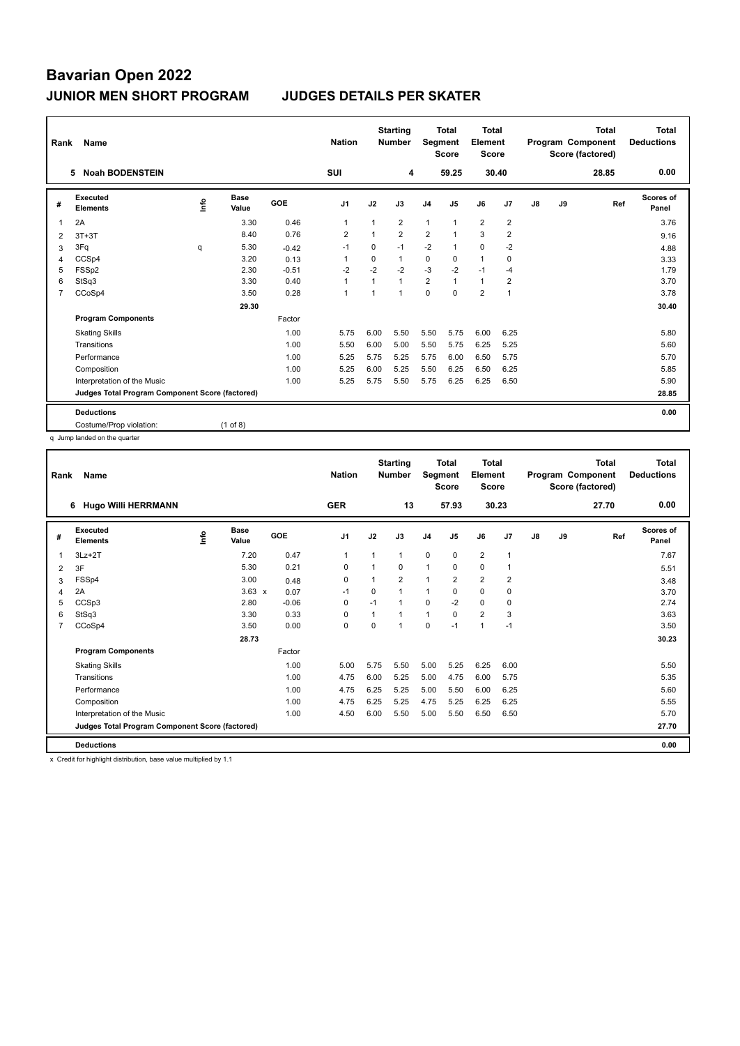# Bavarian Open 2022

## JUNIOR MEN SHORT PROGRAM JUDGES DETAILS PER SKATER

| Rank | Name | Nation | Starting Number | Total Segment Score | Total Element Score | Total Program Component Score (factored) | Total Deductions |
|---|---|---|---|---|---|---|---|
| 5 | Noah BODENSTEIN | SUI | 4 | 59.25 | 30.40 | 28.85 | 0.00 |

| # | Executed Elements | Info | Base Value | GOE | J1 | J2 | J3 | J4 | J5 | J6 | J7 | J8 | J9 | Ref | Scores of Panel |
|---|---|---|---|---|---|---|---|---|---|---|---|---|---|---|---|
| 1 | 2A | | 3.30 | 0.46 | 1 | 1 | 2 | 1 | 1 | 2 | 2 | | | | 3.76 |
| 2 | 3T+3T | | 8.40 | 0.76 | 2 | 1 | 2 | 2 | 1 | 3 | 2 | | | | 9.16 |
| 3 | 3Fq | q | 5.30 | -0.42 | -1 | 0 | -1 | -2 | 1 | 0 | -2 | | | | 4.88 |
| 4 | CCSp4 | | 3.20 | 0.13 | 1 | 0 | 1 | 0 | 0 | 1 | 0 | | | | 3.33 |
| 5 | FSSp2 | | 2.30 | -0.51 | -2 | -2 | -2 | -3 | -2 | -1 | -4 | | | | 1.79 |
| 6 | StSq3 | | 3.30 | 0.40 | 1 | 1 | 1 | 2 | 1 | 1 | 2 | | | | 3.70 |
| 7 | CCoSp4 | | 3.50 | 0.28 | 1 | 1 | 1 | 0 | 0 | 2 | 1 | | | | 3.78 |
| | | | 29.30 | | | | | | | | | | | | 30.40 |
| | **Program Components** | | | Factor | | | | | | | | | | | |
| | Skating Skills | | | 1.00 | 5.75 | 6.00 | 5.50 | 5.50 | 5.75 | 6.00 | 6.25 | | | | 5.80 |
| | Transitions | | | 1.00 | 5.50 | 6.00 | 5.00 | 5.50 | 5.75 | 6.25 | 5.25 | | | | 5.60 |
| | Performance | | | 1.00 | 5.25 | 5.75 | 5.25 | 5.75 | 6.00 | 6.50 | 5.75 | | | | 5.70 |
| | Composition | | | 1.00 | 5.25 | 6.00 | 5.25 | 5.50 | 6.25 | 6.50 | 6.25 | | | | 5.85 |
| | Interpretation of the Music | | | 1.00 | 5.25 | 5.75 | 5.50 | 5.75 | 6.25 | 6.25 | 6.50 | | | | 5.90 |
| | **Judges Total Program Component Score (factored)** | | | | | | | | | | | | | | 28.85 |
| | **Deductions** | | | | | | | | | | | | | | 0.00 |
| | Costume/Prop violation: | | (1 of 8) | | | | | | | | | | | | |

q Jump landed on the quarter

| Rank | Name | Nation | Starting Number | Total Segment Score | Total Element Score | Total Program Component Score (factored) | Total Deductions |
|---|---|---|---|---|---|---|---|
| 6 | Hugo Willi HERRMANN | GER | 13 | 57.93 | 30.23 | 27.70 | 0.00 |

| # | Executed Elements | Info | Base Value | GOE | J1 | J2 | J3 | J4 | J5 | J6 | J7 | J8 | J9 | Ref | Scores of Panel |
|---|---|---|---|---|---|---|---|---|---|---|---|---|---|---|---|
| 1 | 3Lz+2T | | 7.20 | 0.47 | 1 | 1 | 1 | 0 | 0 | 2 | 1 | | | | 7.67 |
| 2 | 3F | | 5.30 | 0.21 | 0 | 1 | 0 | 1 | 0 | 0 | 1 | | | | 5.51 |
| 3 | FSSp4 | | 3.00 | 0.48 | 0 | 1 | 2 | 1 | 2 | 2 | 2 | | | | 3.48 |
| 4 | 2A | | 3.63 x | 0.07 | -1 | 0 | 1 | 1 | 0 | 0 | 0 | | | | 3.70 |
| 5 | CCSp3 | | 2.80 | -0.06 | 0 | -1 | 1 | 0 | -2 | 0 | 0 | | | | 2.74 |
| 6 | StSq3 | | 3.30 | 0.33 | 0 | 1 | 1 | 1 | 0 | 2 | 3 | | | | 3.63 |
| 7 | CCoSp4 | | 3.50 | 0.00 | 0 | 0 | 1 | 0 | -1 | 1 | -1 | | | | 3.50 |
| | | | 28.73 | | | | | | | | | | | | 30.23 |
| | **Program Components** | | | Factor | | | | | | | | | | | |
| | Skating Skills | | | 1.00 | 5.00 | 5.75 | 5.50 | 5.00 | 5.25 | 6.25 | 6.00 | | | | 5.50 |
| | Transitions | | | 1.00 | 4.75 | 6.00 | 5.25 | 5.00 | 4.75 | 6.00 | 5.75 | | | | 5.35 |
| | Performance | | | 1.00 | 4.75 | 6.25 | 5.25 | 5.00 | 5.50 | 6.00 | 6.25 | | | | 5.60 |
| | Composition | | | 1.00 | 4.75 | 6.25 | 5.25 | 4.75 | 5.25 | 6.25 | 6.25 | | | | 5.55 |
| | Interpretation of the Music | | | 1.00 | 4.50 | 6.00 | 5.50 | 5.00 | 5.50 | 6.50 | 6.50 | | | | 5.70 |
| | **Judges Total Program Component Score (factored)** | | | | | | | | | | | | | | 27.70 |
| | **Deductions** | | | | | | | | | | | | | | 0.00 |

x Credit for highlight distribution, base value multiplied by 1.1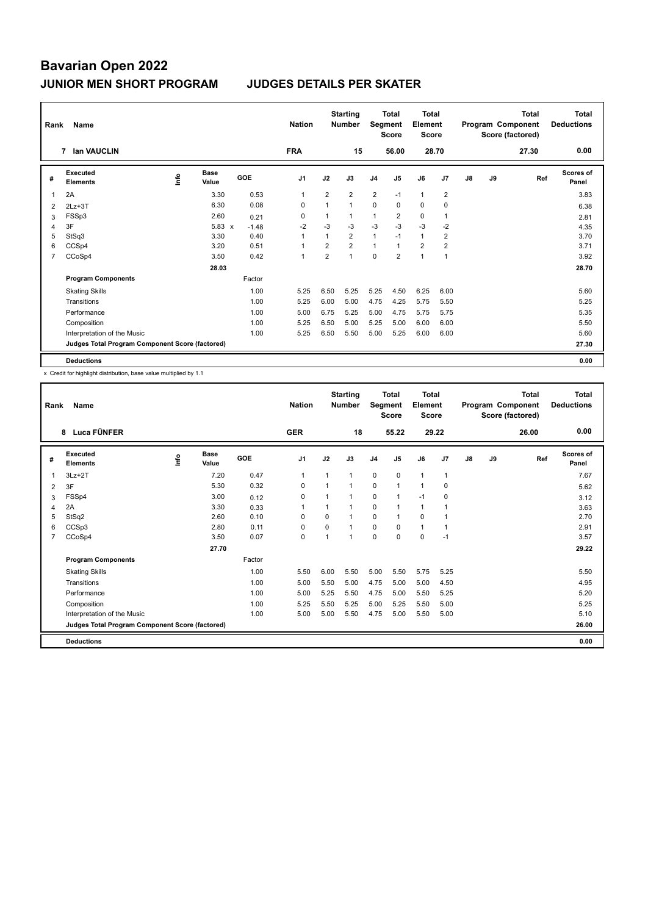# Bavarian Open 2022

## JUNIOR MEN SHORT PROGRAM JUDGES DETAILS PER SKATER

| Rank | Name | Nation | Starting Number | Total Segment Score | Total Element Score | Total Program Component Score (factored) | Total Deductions |
|---|---|---|---|---|---|---|---|
| 7 | Ian VAUCLIN | FRA | 15 | 56.00 | 28.70 | 27.30 | 0.00 |

| # | Executed Elements | Info | Base Value | GOE | J1 | J2 | J3 | J4 | J5 | J6 | J7 | J8 | J9 | Ref | Scores of Panel |
|---|---|---|---|---|---|---|---|---|---|---|---|---|---|---|---|
| 1 | 2A | | 3.30 | 0.53 | 1 | 2 | 2 | 2 | -1 | 1 | 2 | | | | 3.83 |
| 2 | 2Lz+3T | | 6.30 | 0.08 | 0 | 1 | 1 | 0 | 0 | 0 | 0 | | | | 6.38 |
| 3 | FSSp3 | | 2.60 | 0.21 | 0 | 1 | 1 | 1 | 2 | 0 | 1 | | | | 2.81 |
| 4 | 3F | | 5.83 x | -1.48 | -2 | -3 | -3 | -3 | -3 | -3 | -2 | | | | 4.35 |
| 5 | StSq3 | | 3.30 | 0.40 | 1 | 1 | 2 | 1 | -1 | 1 | 2 | | | | 3.70 |
| 6 | CCSp4 | | 3.20 | 0.51 | 1 | 2 | 2 | 1 | 1 | 2 | 2 | | | | 3.71 |
| 7 | CCoSp4 | | 3.50 | 0.42 | 1 | 2 | 1 | 0 | 2 | 1 | 1 | | | | 3.92 |
| | | | 28.03 | | | | | | | | | | | | 28.70 |
| | **Program Components** | | | Factor | | | | | | | | | | | |
| | Skating Skills | | | 1.00 | 5.25 | 6.50 | 5.25 | 5.25 | 4.50 | 6.25 | 6.00 | | | | 5.60 |
| | Transitions | | | 1.00 | 5.25 | 6.00 | 5.00 | 4.75 | 4.25 | 5.75 | 5.50 | | | | 5.25 |
| | Performance | | | 1.00 | 5.00 | 6.75 | 5.25 | 5.00 | 4.75 | 5.75 | 5.75 | | | | 5.35 |
| | Composition | | | 1.00 | 5.25 | 6.50 | 5.00 | 5.25 | 5.00 | 6.00 | 6.00 | | | | 5.50 |
| | Interpretation of the Music | | | 1.00 | 5.25 | 6.50 | 5.50 | 5.00 | 5.25 | 6.00 | 6.00 | | | | 5.60 |
| | **Judges Total Program Component Score (factored)** | | | | | | | | | | | | | | 27.30 |
| | **Deductions** | | | | | | | | | | | | | | 0.00 |

x Credit for highlight distribution, base value multiplied by 1.1

| Rank | Name | Nation | Starting Number | Total Segment Score | Total Element Score | Total Program Component Score (factored) | Total Deductions |
|---|---|---|---|---|---|---|---|
| 8 | Luca FÜNFER | GER | 18 | 55.22 | 29.22 | 26.00 | 0.00 |

| # | Executed Elements | Info | Base Value | GOE | J1 | J2 | J3 | J4 | J5 | J6 | J7 | J8 | J9 | Ref | Scores of Panel |
|---|---|---|---|---|---|---|---|---|---|---|---|---|---|---|---|
| 1 | 3Lz+2T | | 7.20 | 0.47 | 1 | 1 | 1 | 0 | 0 | 1 | 1 | | | | 7.67 |
| 2 | 3F | | 5.30 | 0.32 | 0 | 1 | 1 | 0 | 1 | 1 | 0 | | | | 5.62 |
| 3 | FSSp4 | | 3.00 | 0.12 | 0 | 1 | 1 | 0 | 1 | -1 | 0 | | | | 3.12 |
| 4 | 2A | | 3.30 | 0.33 | 1 | 1 | 1 | 0 | 1 | 1 | 1 | | | | 3.63 |
| 5 | StSq2 | | 2.60 | 0.10 | 0 | 0 | 1 | 0 | 1 | 0 | 1 | | | | 2.70 |
| 6 | CCSp3 | | 2.80 | 0.11 | 0 | 0 | 1 | 0 | 0 | 1 | 1 | | | | 2.91 |
| 7 | CCoSp4 | | 3.50 | 0.07 | 0 | 1 | 1 | 0 | 0 | 0 | -1 | | | | 3.57 |
| | | | 27.70 | | | | | | | | | | | | 29.22 |
| | **Program Components** | | | Factor | | | | | | | | | | | |
| | Skating Skills | | | 1.00 | 5.50 | 6.00 | 5.50 | 5.00 | 5.50 | 5.75 | 5.25 | | | | 5.50 |
| | Transitions | | | 1.00 | 5.00 | 5.50 | 5.00 | 4.75 | 5.00 | 5.00 | 4.50 | | | | 4.95 |
| | Performance | | | 1.00 | 5.00 | 5.25 | 5.50 | 4.75 | 5.00 | 5.50 | 5.25 | | | | 5.20 |
| | Composition | | | 1.00 | 5.25 | 5.50 | 5.25 | 5.00 | 5.25 | 5.50 | 5.00 | | | | 5.25 |
| | Interpretation of the Music | | | 1.00 | 5.00 | 5.00 | 5.50 | 4.75 | 5.00 | 5.50 | 5.00 | | | | 5.10 |
| | **Judges Total Program Component Score (factored)** | | | | | | | | | | | | | | 26.00 |
| | **Deductions** | | | | | | | | | | | | | | 0.00 |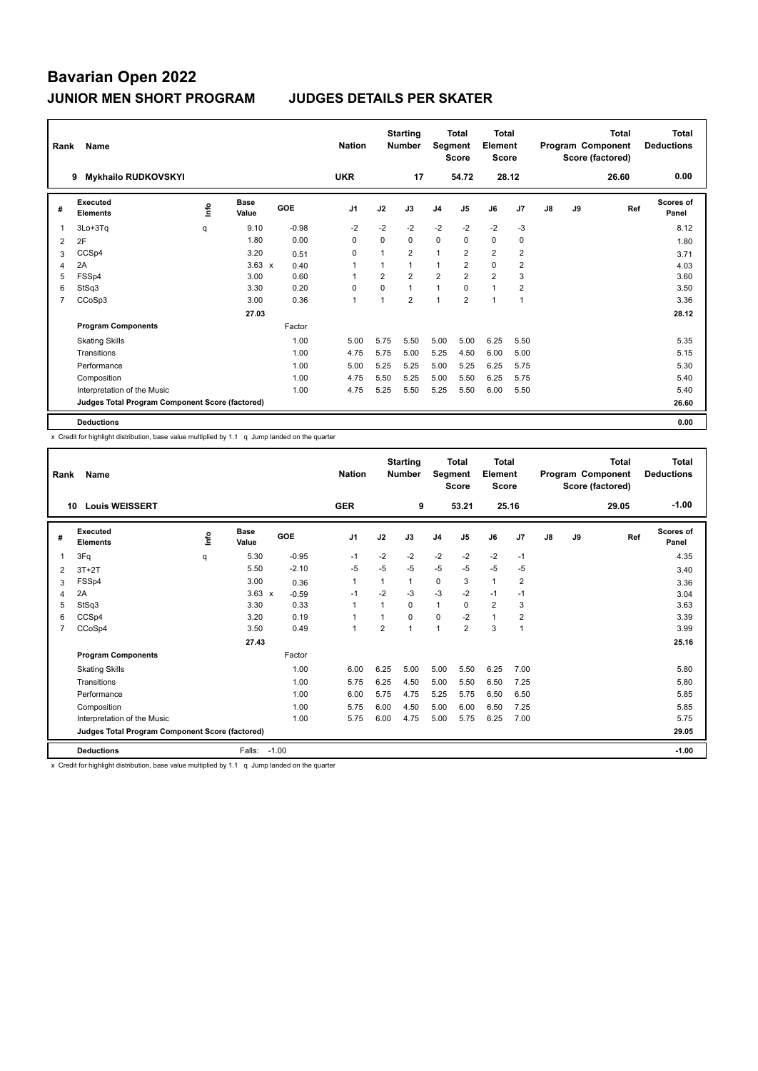# Bavarian Open 2022

## JUNIOR MEN SHORT PROGRAM JUDGES DETAILS PER SKATER

| Rank | Name | Nation | Starting Number | Total Segment Score | Total Element Score | Total Program Component Score (factored) | Total Deductions |
|---|---|---|---|---|---|---|---|
| 9 | Mykhailo RUDKOVSKYI | UKR | 17 | 54.72 | 28.12 | 26.60 | 0.00 |

| # | Executed Elements | Info | Base Value | GOE | J1 | J2 | J3 | J4 | J5 | J6 | J7 | J8 | J9 | Ref | Scores of Panel |
|---|---|---|---|---|---|---|---|---|---|---|---|---|---|---|---|
| 1 | 3Lo+3Tq | q | 9.10 | -0.98 | -2 | -2 | -2 | -2 | -2 | -2 | -3 | | | | 8.12 |
| 2 | 2F | | 1.80 | 0.00 | 0 | 0 | 0 | 0 | 0 | 0 | 0 | | | | 1.80 |
| 3 | CCSp4 | | 3.20 | 0.51 | 0 | 1 | 2 | 1 | 2 | 2 | 2 | | | | 3.71 |
| 4 | 2A | | 3.63 x | 0.40 | 1 | 1 | 1 | 1 | 2 | 0 | 2 | | | | 4.03 |
| 5 | FSSp4 | | 3.00 | 0.60 | 1 | 2 | 2 | 2 | 2 | 2 | 3 | | | | 3.60 |
| 6 | StSq3 | | 3.30 | 0.20 | 0 | 0 | 1 | 1 | 0 | 1 | 2 | | | | 3.50 |
| 7 | CCoSp3 | | 3.00 | 0.36 | 1 | 1 | 2 | 1 | 2 | 1 | 1 | | | | 3.36 |
| | | | 27.03 | | | | | | | | | | | | 28.12 |
| | **Program Components** | | | Factor | | | | | | | | | | | |
| | Skating Skills | | | 1.00 | 5.00 | 5.75 | 5.50 | 5.00 | 5.00 | 6.25 | 5.50 | | | | 5.35 |
| | Transitions | | | 1.00 | 4.75 | 5.75 | 5.00 | 5.25 | 4.50 | 6.00 | 5.00 | | | | 5.15 |
| | Performance | | | 1.00 | 5.00 | 5.25 | 5.25 | 5.00 | 5.25 | 6.25 | 5.75 | | | | 5.30 |
| | Composition | | | 1.00 | 4.75 | 5.50 | 5.25 | 5.00 | 5.50 | 6.25 | 5.75 | | | | 5.40 |
| | Interpretation of the Music | | | 1.00 | 4.75 | 5.25 | 5.50 | 5.25 | 5.50 | 6.00 | 5.50 | | | | 5.40 |
| | **Judges Total Program Component Score (factored)** | | | | | | | | | | | | | | **26.60** |
| | **Deductions** | | | | | | | | | | | | | | **0.00** |

x Credit for highlight distribution, base value multiplied by 1.1 q Jump landed on the quarter

| Rank | Name | Nation | Starting Number | Total Segment Score | Total Element Score | Total Program Component Score (factored) | Total Deductions |
|---|---|---|---|---|---|---|---|
| 10 | Louis WEISSERT | GER | 9 | 53.21 | 25.16 | 29.05 | -1.00 |

| # | Executed Elements | Info | Base Value | GOE | J1 | J2 | J3 | J4 | J5 | J6 | J7 | J8 | J9 | Ref | Scores of Panel |
|---|---|---|---|---|---|---|---|---|---|---|---|---|---|---|---|
| 1 | 3Fq | q | 5.30 | -0.95 | -1 | -2 | -2 | -2 | -2 | -2 | -1 | | | | 4.35 |
| 2 | 3T+2T | | 5.50 | -2.10 | -5 | -5 | -5 | -5 | -5 | -5 | -5 | | | | 3.40 |
| 3 | FSSp4 | | 3.00 | 0.36 | 1 | 1 | 1 | 0 | 3 | 1 | 2 | | | | 3.36 |
| 4 | 2A | | 3.63 x | -0.59 | -1 | -2 | -3 | -3 | -2 | -1 | -1 | | | | 3.04 |
| 5 | StSq3 | | 3.30 | 0.33 | 1 | 1 | 0 | 1 | 0 | 2 | 3 | | | | 3.63 |
| 6 | CCSp4 | | 3.20 | 0.19 | 1 | 1 | 0 | 0 | -2 | 1 | 2 | | | | 3.39 |
| 7 | CCoSp4 | | 3.50 | 0.49 | 1 | 2 | 1 | 1 | 2 | 3 | 1 | | | | 3.99 |
| | | | 27.43 | | | | | | | | | | | | 25.16 |
| | **Program Components** | | | Factor | | | | | | | | | | | |
| | Skating Skills | | | 1.00 | 6.00 | 6.25 | 5.00 | 5.00 | 5.50 | 6.25 | 7.00 | | | | 5.80 |
| | Transitions | | | 1.00 | 5.75 | 6.25 | 4.50 | 5.00 | 5.50 | 6.50 | 7.25 | | | | 5.80 |
| | Performance | | | 1.00 | 6.00 | 5.75 | 4.75 | 5.25 | 5.75 | 6.50 | 6.50 | | | | 5.85 |
| | Composition | | | 1.00 | 5.75 | 6.00 | 4.50 | 5.00 | 6.00 | 6.50 | 7.25 | | | | 5.85 |
| | Interpretation of the Music | | | 1.00 | 5.75 | 6.00 | 4.75 | 5.00 | 5.75 | 6.25 | 7.00 | | | | 5.75 |
| | **Judges Total Program Component Score (factored)** | | | | | | | | | | | | | | **29.05** |
| | **Deductions** | | Falls: | -1.00 | | | | | | | | | | | **-1.00** |

x Credit for highlight distribution, base value multiplied by 1.1 q Jump landed on the quarter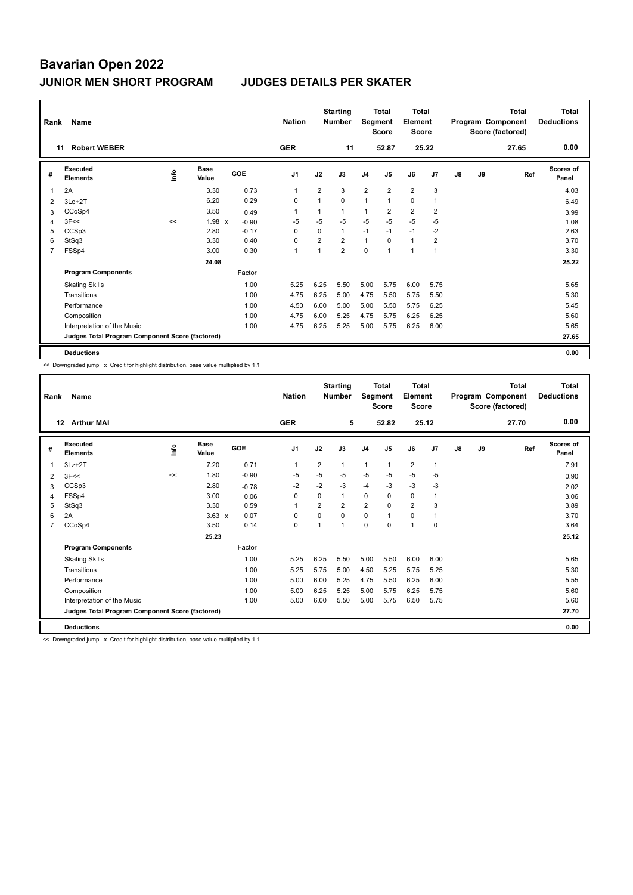# Bavarian Open 2022

## JUNIOR MEN SHORT PROGRAM — JUDGES DETAILS PER SKATER

| Rank | Name | Nation | Starting Number | Total Segment Score | Total Element Score | Total Program Component Score (factored) | Total Deductions |
|---|---|---|---|---|---|---|---|
| 11 | Robert WEBER | GER | 11 | 52.87 | 25.22 | 27.65 | 0.00 |

| # | Executed Elements | Info | Base Value | | GOE | J1 | J2 | J3 | J4 | J5 | J6 | J7 | J8 | J9 | Ref | Scores of Panel |
|---|---|---|---|---|---|---|---|---|---|---|---|---|---|---|---|---|
| 1 | 2A | | 3.30 | | 0.73 | 1 | 2 | 3 | 2 | 2 | 2 | 3 | | | | 4.03 |
| 2 | 3Lo+2T | | 6.20 | | 0.29 | 0 | 1 | 0 | 1 | 1 | 0 | 1 | | | | 6.49 |
| 3 | CCoSp4 | | 3.50 | | 0.49 | 1 | 1 | 1 | 1 | 2 | 2 | 2 | | | | 3.99 |
| 4 | 3F<< | << | 1.98 | x | -0.90 | -5 | -5 | -5 | -5 | -5 | -5 | -5 | | | | 1.08 |
| 5 | CCSp3 | | 2.80 | | -0.17 | 0 | 0 | 1 | -1 | -1 | -1 | -2 | | | | 2.63 |
| 6 | StSq3 | | 3.30 | | 0.40 | 0 | 2 | 2 | 1 | 0 | 1 | 2 | | | | 3.70 |
| 7 | FSSp4 | | 3.00 | | 0.30 | 1 | 1 | 2 | 0 | 1 | 1 | 1 | | | | 3.30 |
| | | | 24.08 | | | | | | | | | | | | | 25.22 |
| | **Program Components** | | | | Factor | | | | | | | | | | | |
| | Skating Skills | | | | 1.00 | 5.25 | 6.25 | 5.50 | 5.00 | 5.75 | 6.00 | 5.75 | | | | 5.65 |
| | Transitions | | | | 1.00 | 4.75 | 6.25 | 5.00 | 4.75 | 5.50 | 5.75 | 5.50 | | | | 5.30 |
| | Performance | | | | 1.00 | 4.50 | 6.00 | 5.00 | 5.00 | 5.50 | 5.75 | 6.25 | | | | 5.45 |
| | Composition | | | | 1.00 | 4.75 | 6.00 | 5.25 | 4.75 | 5.75 | 6.25 | 6.25 | | | | 5.60 |
| | Interpretation of the Music | | | | 1.00 | 4.75 | 6.25 | 5.25 | 5.00 | 5.75 | 6.25 | 6.00 | | | | 5.65 |
| | **Judges Total Program Component Score (factored)** | | | | | | | | | | | | | | | 27.65 |
| | **Deductions** | | | | | | | | | | | | | | | 0.00 |

<< Downgraded jump x Credit for highlight distribution, base value multiplied by 1.1

| Rank | Name | Nation | Starting Number | Total Segment Score | Total Element Score | Total Program Component Score (factored) | Total Deductions |
|---|---|---|---|---|---|---|---|
| 12 | Arthur MAI | GER | 5 | 52.82 | 25.12 | 27.70 | 0.00 |

| # | Executed Elements | Info | Base Value | | GOE | J1 | J2 | J3 | J4 | J5 | J6 | J7 | J8 | J9 | Ref | Scores of Panel |
|---|---|---|---|---|---|---|---|---|---|---|---|---|---|---|---|---|
| 1 | 3Lz+2T | | 7.20 | | 0.71 | 1 | 2 | 1 | 1 | 1 | 2 | 1 | | | | 7.91 |
| 2 | 3F<< | << | 1.80 | | -0.90 | -5 | -5 | -5 | -5 | -5 | -5 | -5 | | | | 0.90 |
| 3 | CCSp3 | | 2.80 | | -0.78 | -2 | -2 | -3 | -4 | -3 | -3 | -3 | | | | 2.02 |
| 4 | FSSp4 | | 3.00 | | 0.06 | 0 | 0 | 1 | 0 | 0 | 0 | 1 | | | | 3.06 |
| 5 | StSq3 | | 3.30 | | 0.59 | 1 | 2 | 2 | 2 | 0 | 2 | 3 | | | | 3.89 |
| 6 | 2A | | 3.63 | x | 0.07 | 0 | 0 | 0 | 0 | 1 | 0 | 1 | | | | 3.70 |
| 7 | CCoSp4 | | 3.50 | | 0.14 | 0 | 1 | 1 | 0 | 0 | 1 | 0 | | | | 3.64 |
| | | | 25.23 | | | | | | | | | | | | | 25.12 |
| | **Program Components** | | | | Factor | | | | | | | | | | | |
| | Skating Skills | | | | 1.00 | 5.25 | 6.25 | 5.50 | 5.00 | 5.50 | 6.00 | 6.00 | | | | 5.65 |
| | Transitions | | | | 1.00 | 5.25 | 5.75 | 5.00 | 4.50 | 5.25 | 5.75 | 5.25 | | | | 5.30 |
| | Performance | | | | 1.00 | 5.00 | 6.00 | 5.25 | 4.75 | 5.50 | 6.25 | 6.00 | | | | 5.55 |
| | Composition | | | | 1.00 | 5.00 | 6.25 | 5.25 | 5.00 | 5.75 | 6.25 | 5.75 | | | | 5.60 |
| | Interpretation of the Music | | | | 1.00 | 5.00 | 6.00 | 5.50 | 5.00 | 5.75 | 6.50 | 5.75 | | | | 5.60 |
| | **Judges Total Program Component Score (factored)** | | | | | | | | | | | | | | | 27.70 |
| | **Deductions** | | | | | | | | | | | | | | | 0.00 |

<< Downgraded jump x Credit for highlight distribution, base value multiplied by 1.1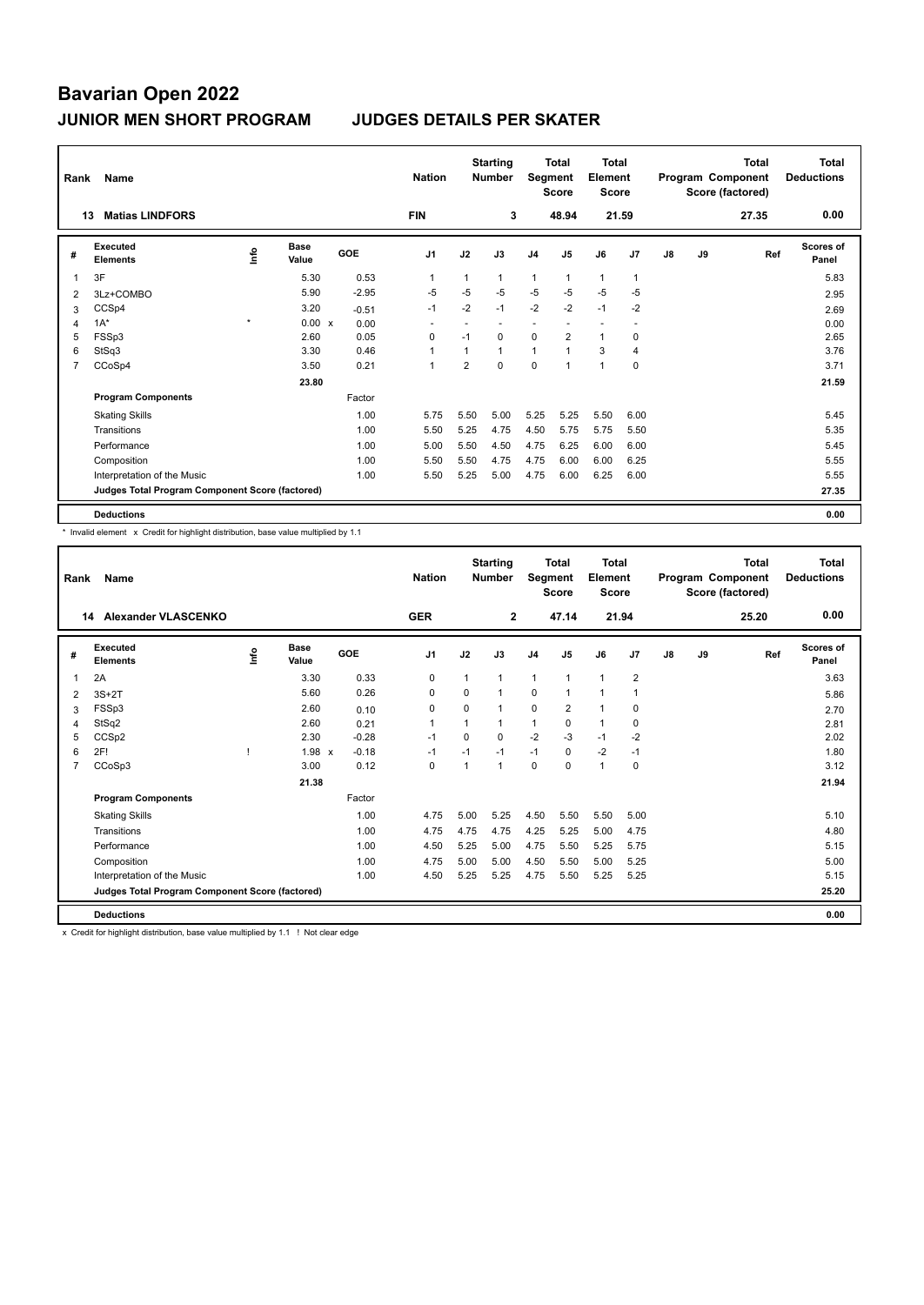# Bavarian Open 2022

## JUNIOR MEN SHORT PROGRAM — JUDGES DETAILS PER SKATER

| Rank | Name | Nation | Starting Number | Total Segment Score | Total Element Score | Total Program Component Score (factored) | Total Deductions |
|---|---|---|---|---|---|---|---|
| 13 | Matias LINDFORS | FIN | 3 | 48.94 | 21.59 | 27.35 | 0.00 |

| # | Executed Elements | Info | Base Value | | GOE | J1 | J2 | J3 | J4 | J5 | J6 | J7 | J8 | J9 | Ref | Scores of Panel |
|---|---|---|---|---|---|---|---|---|---|---|---|---|---|---|---|---|
| 1 | 3F | | 5.30 | | 0.53 | 1 | 1 | 1 | 1 | 1 | 1 | 1 | | | | 5.83 |
| 2 | 3Lz+COMBO | | 5.90 | | -2.95 | -5 | -5 | -5 | -5 | -5 | -5 | -5 | | | | 2.95 |
| 3 | CCSp4 | | 3.20 | | -0.51 | -1 | -2 | -1 | -2 | -2 | -1 | -2 | | | | 2.69 |
| 4 | 1A* | * | 0.00 | x | 0.00 | - | - | - | - | - | - | - | | | | 0.00 |
| 5 | FSSp3 | | 2.60 | | 0.05 | 0 | -1 | 0 | 0 | 2 | 1 | 0 | | | | 2.65 |
| 6 | StSq3 | | 3.30 | | 0.46 | 1 | 1 | 1 | 1 | 1 | 3 | 4 | | | | 3.76 |
| 7 | CCoSp4 | | 3.50 | | 0.21 | 1 | 2 | 0 | 0 | 1 | 1 | 0 | | | | 3.71 |
| | | | 23.80 | | | | | | | | | | | | | 21.59 |
| | **Program Components** | | | | Factor | | | | | | | | | | | |
| | Skating Skills | | | | 1.00 | 5.75 | 5.50 | 5.00 | 5.25 | 5.25 | 5.50 | 6.00 | | | | 5.45 |
| | Transitions | | | | 1.00 | 5.50 | 5.25 | 4.75 | 4.50 | 5.75 | 5.75 | 5.50 | | | | 5.35 |
| | Performance | | | | 1.00 | 5.00 | 5.50 | 4.50 | 4.75 | 6.25 | 6.00 | 6.00 | | | | 5.45 |
| | Composition | | | | 1.00 | 5.50 | 5.50 | 4.75 | 4.75 | 6.00 | 6.00 | 6.25 | | | | 5.55 |
| | Interpretation of the Music | | | | 1.00 | 5.50 | 5.25 | 5.00 | 4.75 | 6.00 | 6.25 | 6.00 | | | | 5.55 |
| | **Judges Total Program Component Score (factored)** | | | | | | | | | | | | | | | 27.35 |
| | **Deductions** | | | | | | | | | | | | | | | 0.00 |

\* Invalid element x Credit for highlight distribution, base value multiplied by 1.1

| Rank | Name | Nation | Starting Number | Total Segment Score | Total Element Score | Total Program Component Score (factored) | Total Deductions |
|---|---|---|---|---|---|---|---|
| 14 | Alexander VLASCENKO | GER | 2 | 47.14 | 21.94 | 25.20 | 0.00 |

| # | Executed Elements | Info | Base Value | | GOE | J1 | J2 | J3 | J4 | J5 | J6 | J7 | J8 | J9 | Ref | Scores of Panel |
|---|---|---|---|---|---|---|---|---|---|---|---|---|---|---|---|---|
| 1 | 2A | | 3.30 | | 0.33 | 0 | 1 | 1 | 1 | 1 | 1 | 2 | | | | 3.63 |
| 2 | 3S+2T | | 5.60 | | 0.26 | 0 | 0 | 1 | 0 | 1 | 1 | 1 | | | | 5.86 |
| 3 | FSSp3 | | 2.60 | | 0.10 | 0 | 0 | 1 | 0 | 2 | 1 | 0 | | | | 2.70 |
| 4 | StSq2 | | 2.60 | | 0.21 | 1 | 1 | 1 | 1 | 0 | 1 | 0 | | | | 2.81 |
| 5 | CCSp2 | | 2.30 | | -0.28 | -1 | 0 | 0 | -2 | -3 | -1 | -2 | | | | 2.02 |
| 6 | 2F! | ! | 1.98 | x | -0.18 | -1 | -1 | -1 | -1 | 0 | -2 | -1 | | | | 1.80 |
| 7 | CCoSp3 | | 3.00 | | 0.12 | 0 | 1 | 1 | 0 | 0 | 1 | 0 | | | | 3.12 |
| | | | 21.38 | | | | | | | | | | | | | 21.94 |
| | **Program Components** | | | | Factor | | | | | | | | | | | |
| | Skating Skills | | | | 1.00 | 4.75 | 5.00 | 5.25 | 4.50 | 5.50 | 5.50 | 5.00 | | | | 5.10 |
| | Transitions | | | | 1.00 | 4.75 | 4.75 | 4.75 | 4.25 | 5.25 | 5.00 | 4.75 | | | | 4.80 |
| | Performance | | | | 1.00 | 4.50 | 5.25 | 5.00 | 4.75 | 5.50 | 5.25 | 5.75 | | | | 5.15 |
| | Composition | | | | 1.00 | 4.75 | 5.00 | 5.00 | 4.50 | 5.50 | 5.00 | 5.25 | | | | 5.00 |
| | Interpretation of the Music | | | | 1.00 | 4.50 | 5.25 | 5.25 | 4.75 | 5.50 | 5.25 | 5.25 | | | | 5.15 |
| | **Judges Total Program Component Score (factored)** | | | | | | | | | | | | | | | 25.20 |
| | **Deductions** | | | | | | | | | | | | | | | 0.00 |

x Credit for highlight distribution, base value multiplied by 1.1 ! Not clear edge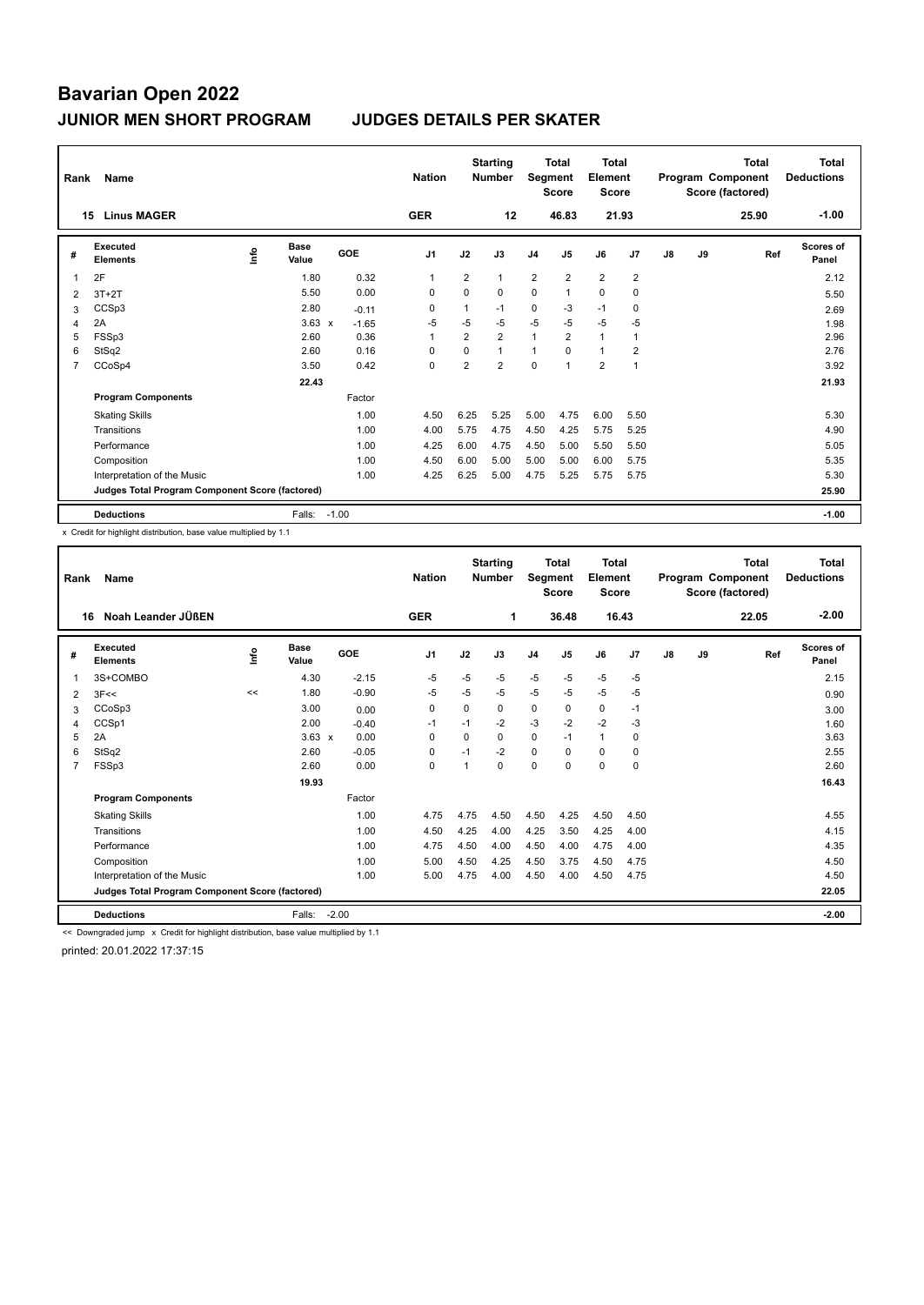# Bavarian Open 2022

## JUNIOR MEN SHORT PROGRAM JUDGES DETAILS PER SKATER

| Rank | Name | Nation | Starting Number | Total Segment Score | Total Element Score | Total Program Component Score (factored) | Total Deductions |
|---|---|---|---|---|---|---|---|
| 15 | Linus MAGER | GER | 12 | 46.83 | 21.93 | 25.90 | -1.00 |

| # | Executed Elements | Info | Base Value | | GOE | J1 | J2 | J3 | J4 | J5 | J6 | J7 | J8 | J9 | Ref | Scores of Panel |
|---|---|---|---|---|---|---|---|---|---|---|---|---|---|---|---|---|
| 1 | 2F | | 1.80 | | 0.32 | 1 | 2 | 1 | 2 | 2 | 2 | 2 | | | | 2.12 |
| 2 | 3T+2T | | 5.50 | | 0.00 | 0 | 0 | 0 | 0 | 1 | 0 | 0 | | | | 5.50 |
| 3 | CCSp3 | | 2.80 | | -0.11 | 0 | 1 | -1 | 0 | -3 | -1 | 0 | | | | 2.69 |
| 4 | 2A | | 3.63 | x | -1.65 | -5 | -5 | -5 | -5 | -5 | -5 | -5 | | | | 1.98 |
| 5 | FSSp3 | | 2.60 | | 0.36 | 1 | 2 | 2 | 1 | 2 | 1 | 1 | | | | 2.96 |
| 6 | StSq2 | | 2.60 | | 0.16 | 0 | 0 | 1 | 1 | 0 | 1 | 2 | | | | 2.76 |
| 7 | CCoSp4 | | 3.50 | | 0.42 | 0 | 2 | 2 | 0 | 1 | 2 | 1 | | | | 3.92 |
| | | | 22.43 | | | | | | | | | | | | | 21.93 |
| | **Program Components** | | | | Factor | | | | | | | | | | | |
| | Skating Skills | | | | 1.00 | 4.50 | 6.25 | 5.25 | 5.00 | 4.75 | 6.00 | 5.50 | | | | 5.30 |
| | Transitions | | | | 1.00 | 4.00 | 5.75 | 4.75 | 4.50 | 4.25 | 5.75 | 5.25 | | | | 4.90 |
| | Performance | | | | 1.00 | 4.25 | 6.00 | 4.75 | 4.50 | 5.00 | 5.50 | 5.50 | | | | 5.05 |
| | Composition | | | | 1.00 | 4.50 | 6.00 | 5.00 | 5.00 | 5.00 | 6.00 | 5.75 | | | | 5.35 |
| | Interpretation of the Music | | | | 1.00 | 4.25 | 6.25 | 5.00 | 4.75 | 5.25 | 5.75 | 5.75 | | | | 5.30 |
| | **Judges Total Program Component Score (factored)** | | | | | | | | | | | | | | | 25.90 |
| | **Deductions** | | Falls: | | -1.00 | | | | | | | | | | | -1.00 |

x Credit for highlight distribution, base value multiplied by 1.1

| Rank | Name | Nation | Starting Number | Total Segment Score | Total Element Score | Total Program Component Score (factored) | Total Deductions |
|---|---|---|---|---|---|---|---|
| 16 | Noah Leander JÜßEN | GER | 1 | 36.48 | 16.43 | 22.05 | -2.00 |

| # | Executed Elements | Info | Base Value | | GOE | J1 | J2 | J3 | J4 | J5 | J6 | J7 | J8 | J9 | Ref | Scores of Panel |
|---|---|---|---|---|---|---|---|---|---|---|---|---|---|---|---|---|
| 1 | 3S+COMBO | | 4.30 | | -2.15 | -5 | -5 | -5 | -5 | -5 | -5 | -5 | | | | 2.15 |
| 2 | 3F<< | << | 1.80 | | -0.90 | -5 | -5 | -5 | -5 | -5 | -5 | -5 | | | | 0.90 |
| 3 | CCoSp3 | | 3.00 | | 0.00 | 0 | 0 | 0 | 0 | 0 | 0 | -1 | | | | 3.00 |
| 4 | CCSp1 | | 2.00 | | -0.40 | -1 | -1 | -2 | -3 | -2 | -2 | -3 | | | | 1.60 |
| 5 | 2A | | 3.63 | x | 0.00 | 0 | 0 | 0 | 0 | -1 | 1 | 0 | | | | 3.63 |
| 6 | StSq2 | | 2.60 | | -0.05 | 0 | -1 | -2 | 0 | 0 | 0 | 0 | | | | 2.55 |
| 7 | FSSp3 | | 2.60 | | 0.00 | 0 | 1 | 0 | 0 | 0 | 0 | 0 | | | | 2.60 |
| | | | 19.93 | | | | | | | | | | | | | 16.43 |
| | **Program Components** | | | | Factor | | | | | | | | | | | |
| | Skating Skills | | | | 1.00 | 4.75 | 4.75 | 4.50 | 4.50 | 4.25 | 4.50 | 4.50 | | | | 4.55 |
| | Transitions | | | | 1.00 | 4.50 | 4.25 | 4.00 | 4.25 | 3.50 | 4.25 | 4.00 | | | | 4.15 |
| | Performance | | | | 1.00 | 4.75 | 4.50 | 4.00 | 4.50 | 4.00 | 4.75 | 4.00 | | | | 4.35 |
| | Composition | | | | 1.00 | 5.00 | 4.50 | 4.25 | 4.50 | 3.75 | 4.50 | 4.75 | | | | 4.50 |
| | Interpretation of the Music | | | | 1.00 | 5.00 | 4.75 | 4.00 | 4.50 | 4.00 | 4.50 | 4.75 | | | | 4.50 |
| | **Judges Total Program Component Score (factored)** | | | | | | | | | | | | | | | 22.05 |
| | **Deductions** | | Falls: | | -2.00 | | | | | | | | | | | -2.00 |

<< Downgraded jump x Credit for highlight distribution, base value multiplied by 1.1

printed: 20.01.2022 17:37:15